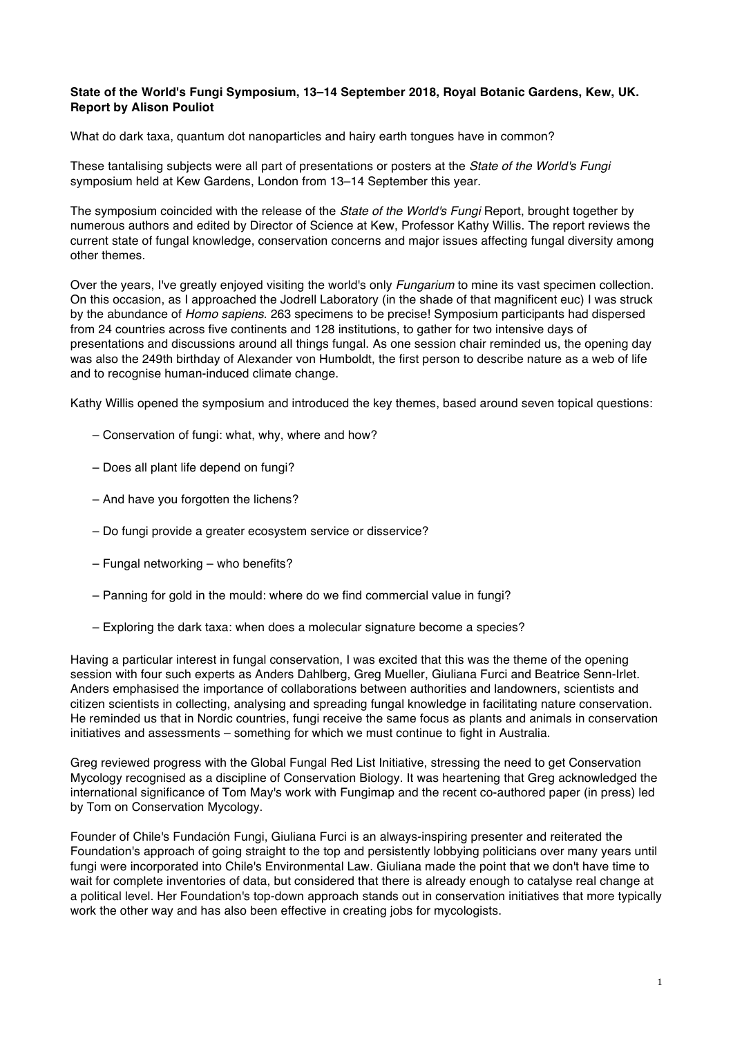**State of the World's Fungi Symposium, 13–14 September 2018, Royal Botanic Gardens, Kew, UK. Report by Alison Pouliot**

What do dark taxa, quantum dot nanoparticles and hairy earth tongues have in common?

These tantalising subjects were all part of presentations or posters at the *State of the World's Fungi* symposium held at Kew Gardens, London from 13–14 September this year.

The symposium coincided with the release of the *State of the World's Fungi* Report, brought together by numerous authors and edited by Director of Science at Kew, Professor Kathy Willis. The report reviews the current state of fungal knowledge, conservation concerns and major issues affecting fungal diversity among other themes.

Over the years, I've greatly enjoyed visiting the world's only *Fungarium* to mine its vast specimen collection. On this occasion, as I approached the Jodrell Laboratory (in the shade of that magnificent euc) I was struck by the abundance of *Homo sapiens*. 263 specimens to be precise! Symposium participants had dispersed from 24 countries across five continents and 128 institutions, to gather for two intensive days of presentations and discussions around all things fungal. As one session chair reminded us, the opening day was also the 249th birthday of Alexander von Humboldt, the first person to describe nature as a web of life and to recognise human-induced climate change.

Kathy Willis opened the symposium and introduced the key themes, based around seven topical questions:

– Conservation of fungi: what, why, where and how?

– Does all plant life depend on fungi?

– And have you forgotten the lichens?

– Do fungi provide a greater ecosystem service or disservice?

– Fungal networking – who benefits?

– Panning for gold in the mould: where do we find commercial value in fungi?

– Exploring the dark taxa: when does a molecular signature become a species?

Having a particular interest in fungal conservation, I was excited that this was the theme of the opening session with four such experts as Anders Dahlberg, Greg Mueller, Giuliana Furci and Beatrice Senn-Irlet. Anders emphasised the importance of collaborations between authorities and landowners, scientists and citizen scientists in collecting, analysing and spreading fungal knowledge in facilitating nature conservation. He reminded us that in Nordic countries, fungi receive the same focus as plants and animals in conservation initiatives and assessments – something for which we must continue to fight in Australia.

Greg reviewed progress with the Global Fungal Red List Initiative, stressing the need to get Conservation Mycology recognised as a discipline of Conservation Biology. It was heartening that Greg acknowledged the international significance of Tom May's work with Fungimap and the recent co-authored paper (in press) led by Tom on Conservation Mycology.

Founder of Chile's Fundación Fungi, Giuliana Furci is an always-inspiring presenter and reiterated the Foundation's approach of going straight to the top and persistently lobbying politicians over many years until fungi were incorporated into Chile's Environmental Law. Giuliana made the point that we don't have time to wait for complete inventories of data, but considered that there is already enough to catalyse real change at a political level. Her Foundation's top-down approach stands out in conservation initiatives that more typically work the other way and has also been effective in creating jobs for mycologists.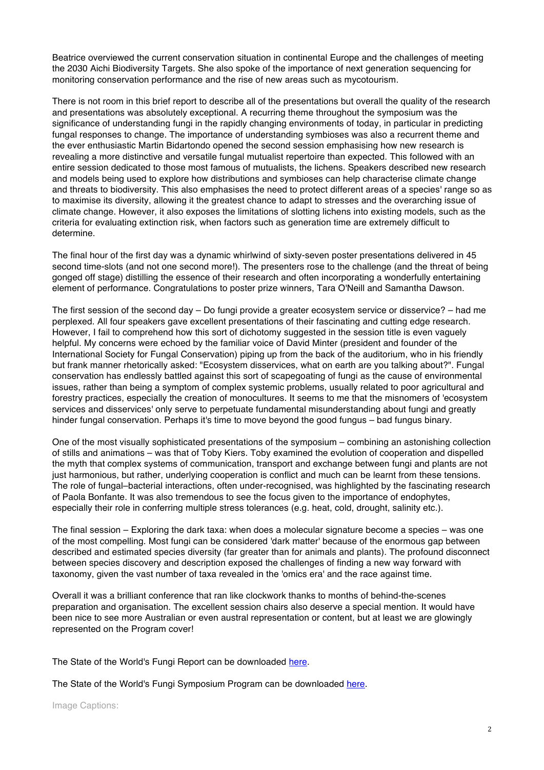Beatrice overviewed the current conservation situation in continental Europe and the challenges of meeting the 2030 Aichi Biodiversity Targets. She also spoke of the importance of next generation sequencing for monitoring conservation performance and the rise of new areas such as mycotourism.

There is not room in this brief report to describe all of the presentations but overall the quality of the research and presentations was absolutely exceptional. A recurring theme throughout the symposium was the significance of understanding fungi in the rapidly changing environments of today, in particular in predicting fungal responses to change. The importance of understanding symbioses was also a recurrent theme and the ever enthusiastic Martin Bidartondo opened the second session emphasising how new research is revealing a more distinctive and versatile fungal mutualist repertoire than expected. This followed with an entire session dedicated to those most famous of mutualists, the lichens. Speakers described new research and models being used to explore how distributions and symbioses can help characterise climate change and threats to biodiversity. This also emphasises the need to protect different areas of a species' range so as to maximise its diversity, allowing it the greatest chance to adapt to stresses and the overarching issue of climate change. However, it also exposes the limitations of slotting lichens into existing models, such as the criteria for evaluating extinction risk, when factors such as generation time are extremely difficult to determine.

The final hour of the first day was a dynamic whirlwind of sixty-seven poster presentations delivered in 45 second time-slots (and not one second more!). The presenters rose to the challenge (and the threat of being gonged off stage) distilling the essence of their research and often incorporating a wonderfully entertaining element of performance. Congratulations to poster prize winners, Tara O'Neill and Samantha Dawson.

The first session of the second day – Do fungi provide a greater ecosystem service or disservice? – had me perplexed. All four speakers gave excellent presentations of their fascinating and cutting edge research. However, I fail to comprehend how this sort of dichotomy suggested in the session title is even vaguely helpful. My concerns were echoed by the familiar voice of David Minter (president and founder of the International Society for Fungal Conservation) piping up from the back of the auditorium, who in his friendly but frank manner rhetorically asked: "Ecosystem disservices, what on earth are you talking about?". Fungal conservation has endlessly battled against this sort of scapegoating of fungi as the cause of environmental issues, rather than being a symptom of complex systemic problems, usually related to poor agricultural and forestry practices, especially the creation of monocultures. It seems to me that the misnomers of 'ecosystem services and disservices' only serve to perpetuate fundamental misunderstanding about fungi and greatly hinder fungal conservation. Perhaps it's time to move beyond the good fungus – bad fungus binary.

One of the most visually sophisticated presentations of the symposium – combining an astonishing collection of stills and animations – was that of Toby Kiers. Toby examined the evolution of cooperation and dispelled the myth that complex systems of communication, transport and exchange between fungi and plants are not just harmonious, but rather, underlying cooperation is conflict and much can be learnt from these tensions. The role of fungal–bacterial interactions, often under-recognised, was highlighted by the fascinating research of Paola Bonfante. It was also tremendous to see the focus given to the importance of endophytes, especially their role in conferring multiple stress tolerances (e.g. heat, cold, drought, salinity etc.).

The final session – Exploring the dark taxa: when does a molecular signature become a species – was one of the most compelling. Most fungi can be considered 'dark matter' because of the enormous gap between described and estimated species diversity (far greater than for animals and plants). The profound disconnect between species discovery and description exposed the challenges of finding a new way forward with taxonomy, given the vast number of taxa revealed in the 'omics era' and the race against time.

Overall it was a brilliant conference that ran like clockwork thanks to months of behind-the-scenes preparation and organisation. The excellent session chairs also deserve a special mention. It would have been nice to see more Australian or even austral representation or content, but at least we are glowingly represented on the Program cover!

The State of the World's Fungi Report can be downloaded here.

The State of the World's Fungi Symposium Program can be downloaded here.

Image Captions: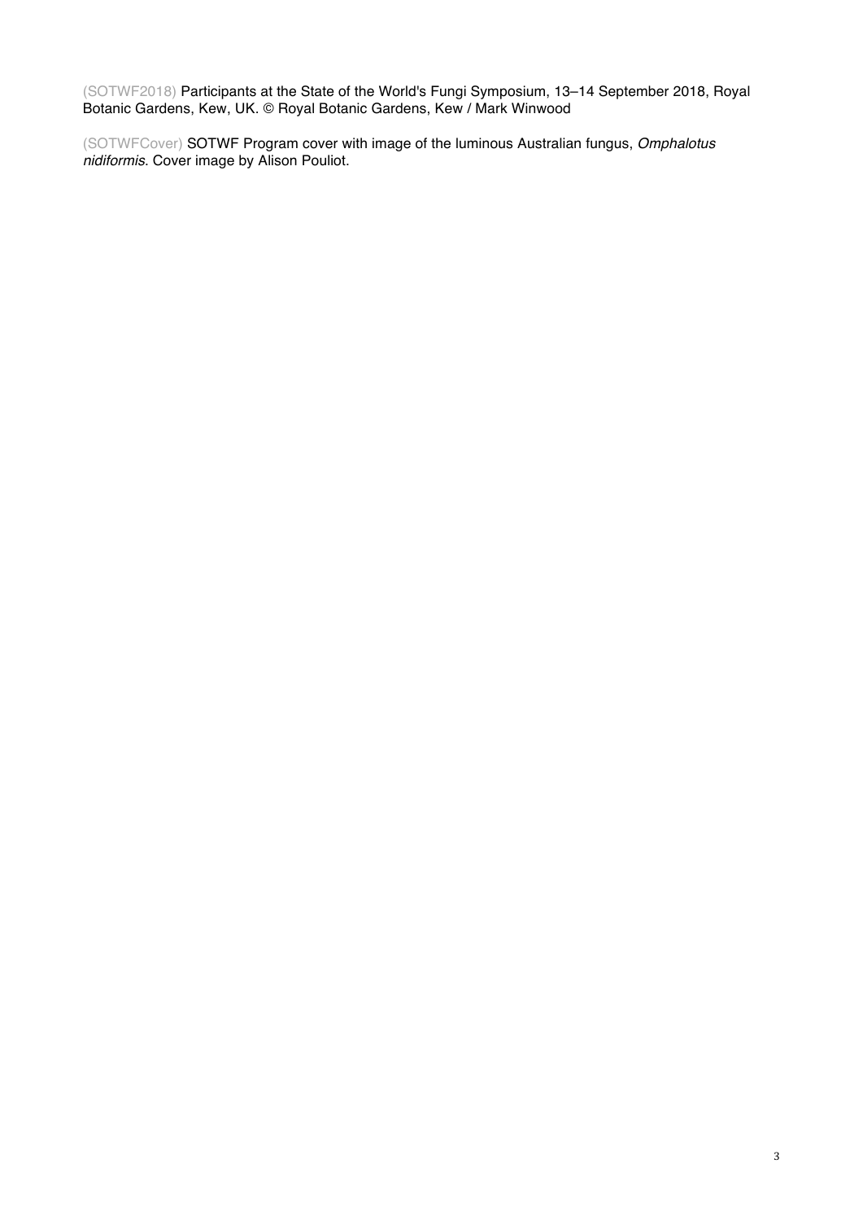(SOTWF2018) Participants at the State of the World's Fungi Symposium, 13–14 September 2018, Royal Botanic Gardens, Kew, UK. © Royal Botanic Gardens, Kew / Mark Winwood

(SOTWFCover) SOTWF Program cover with image of the luminous Australian fungus, *Omphalotus nidiformis*. Cover image by Alison Pouliot.